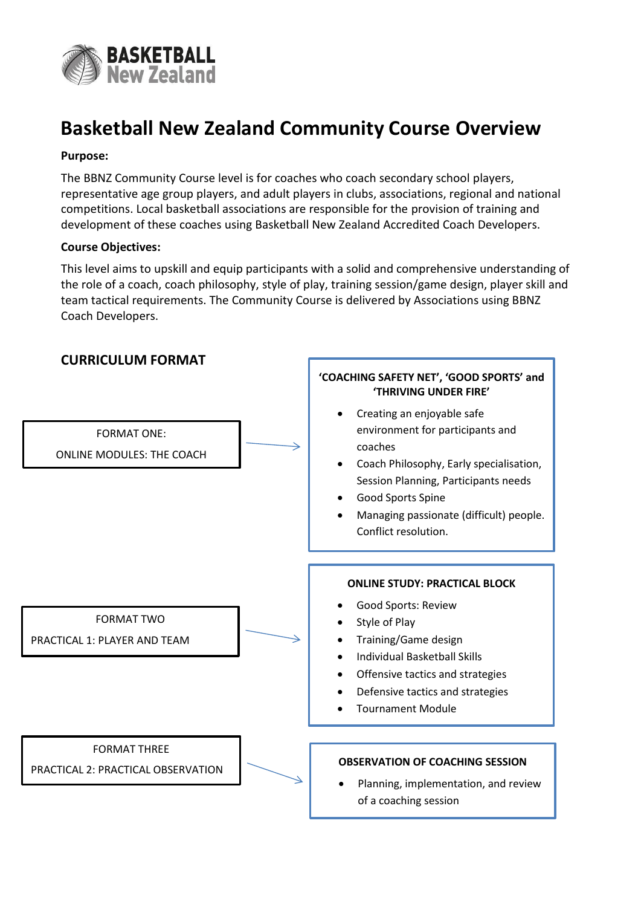# Basketball New Zealand Community Course Overview

**Purpose:**

The BBNZ Community Course level is for coaches who coach secondary school players, representative age group players, and adult players in clubs, associations, regional and national competitions. Local basketball associations are responsible for the provision of training and development of these coaches using Basketball New Zealand Accredited Coach Developers.

**Course Objectives:**

This level aims to upskill and equip participants with a solid and comprehensive understanding of the role of a coach, coach philosophy, style of play, training session/game design, player skill and team tactical requirements. The Community Course is delivered by Associations using BBNZ Coach Developers.

## CURRICULUM FORMAT

**FORMAT ONE: ONLINE MODULES: THE COACH** →

**'COACHING SAFETY NET', 'GOOD SPORTS' and 'THRIVING UNDER FIRE'**

- Creating an enjoyable safe environment for participants and coaches
- Coach Philosophy, Early specialisation, Session Planning, Participants needs
- Good Sports Spine
- Managing passionate (difficult) people. Conflict resolution.

**FORMAT TWO: PRACTICAL 1: PLAYER AND TEAM** →

**ONLINE STUDY: PRACTICAL BLOCK**

- Good Sports: Review
- Style of Play
- Training/Game design
- Individual Basketball Skills
- Offensive tactics and strategies
- Defensive tactics and strategies
- Tournament Module

**FORMAT THREE: PRACTICAL 2: PRACTICAL OBSERVATION** →

**OBSERVATION OF COACHING SESSION**

- Planning, implementation, and review of a coaching session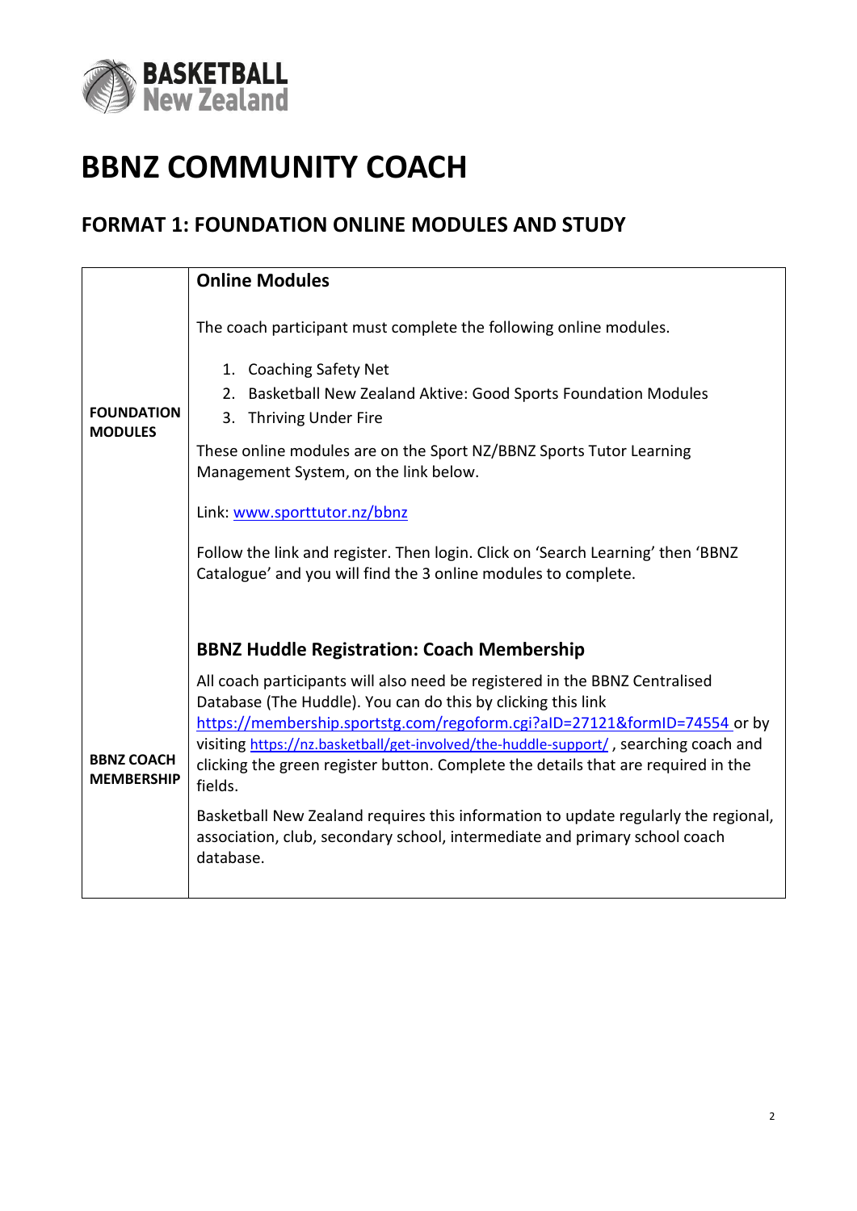# BBNZ COMMUNITY COACH

## FORMAT 1: FOUNDATION ONLINE MODULES AND STUDY

| | |
|---|---|
| **FOUNDATION MODULES** | **Online Modules**<br><br>The coach participant must complete the following online modules.<br><br>1. Coaching Safety Net<br>2. Basketball New Zealand Aktive: Good Sports Foundation Modules<br>3. Thriving Under Fire<br><br>These online modules are on the Sport NZ/BBNZ Sports Tutor Learning Management System, on the link below.<br><br>Link: www.sporttutor.nz/bbnz<br><br>Follow the link and register. Then login. Click on 'Search Learning' then 'BBNZ Catalogue' and you will find the 3 online modules to complete. |
| **BBNZ COACH MEMBERSHIP** | **BBNZ Huddle Registration: Coach Membership**<br><br>All coach participants will also need be registered in the BBNZ Centralised Database (The Huddle). You can do this by clicking this link https://membership.sportstg.com/regoform.cgi?aID=27121&formID=74554 or by visiting https://nz.basketball/get-involved/the-huddle-support/ , searching coach and clicking the green register button. Complete the details that are required in the fields.<br><br>Basketball New Zealand requires this information to update regularly the regional, association, club, secondary school, intermediate and primary school coach database. |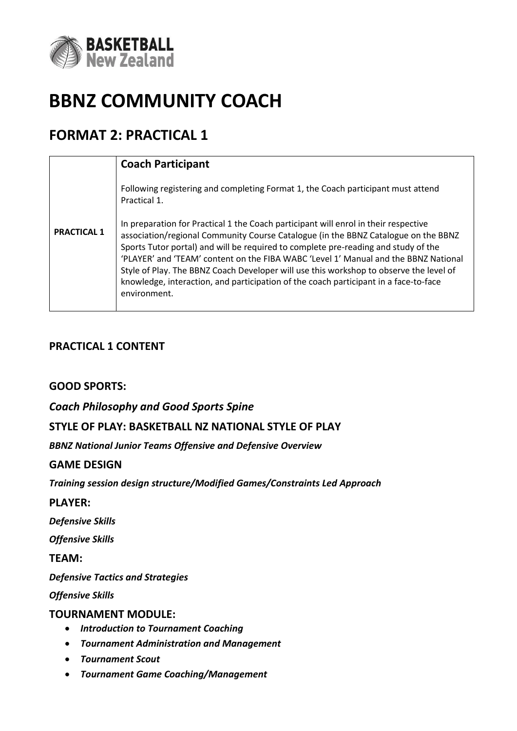# BBNZ COMMUNITY COACH

## FORMAT 2: PRACTICAL 1

| | **Coach Participant** |
|---|---|
| **PRACTICAL 1** | Following registering and completing Format 1, the Coach participant must attend Practical 1.<br><br>In preparation for Practical 1 the Coach participant will enrol in their respective association/regional Community Course Catalogue (in the BBNZ Catalogue on the BBNZ Sports Tutor portal) and will be required to complete pre-reading and study of the 'PLAYER' and 'TEAM' content on the FIBA WABC 'Level 1' Manual and the BBNZ National Style of Play. The BBNZ Coach Developer will use this workshop to observe the level of knowledge, interaction, and participation of the coach participant in a face-to-face environment. |

### PRACTICAL 1 CONTENT

### GOOD SPORTS:

***Coach Philosophy and Good Sports Spine***

### STYLE OF PLAY: BASKETBALL NZ NATIONAL STYLE OF PLAY

***BBNZ National Junior Teams Offensive and Defensive Overview***

### GAME DESIGN

***Training session design structure/Modified Games/Constraints Led Approach***

### PLAYER:

***Defensive Skills***

***Offensive Skills***

### TEAM:

***Defensive Tactics and Strategies***

***Offensive Skills***

### TOURNAMENT MODULE:

- ***Introduction to Tournament Coaching***
- ***Tournament Administration and Management***
- ***Tournament Scout***
- ***Tournament Game Coaching/Management***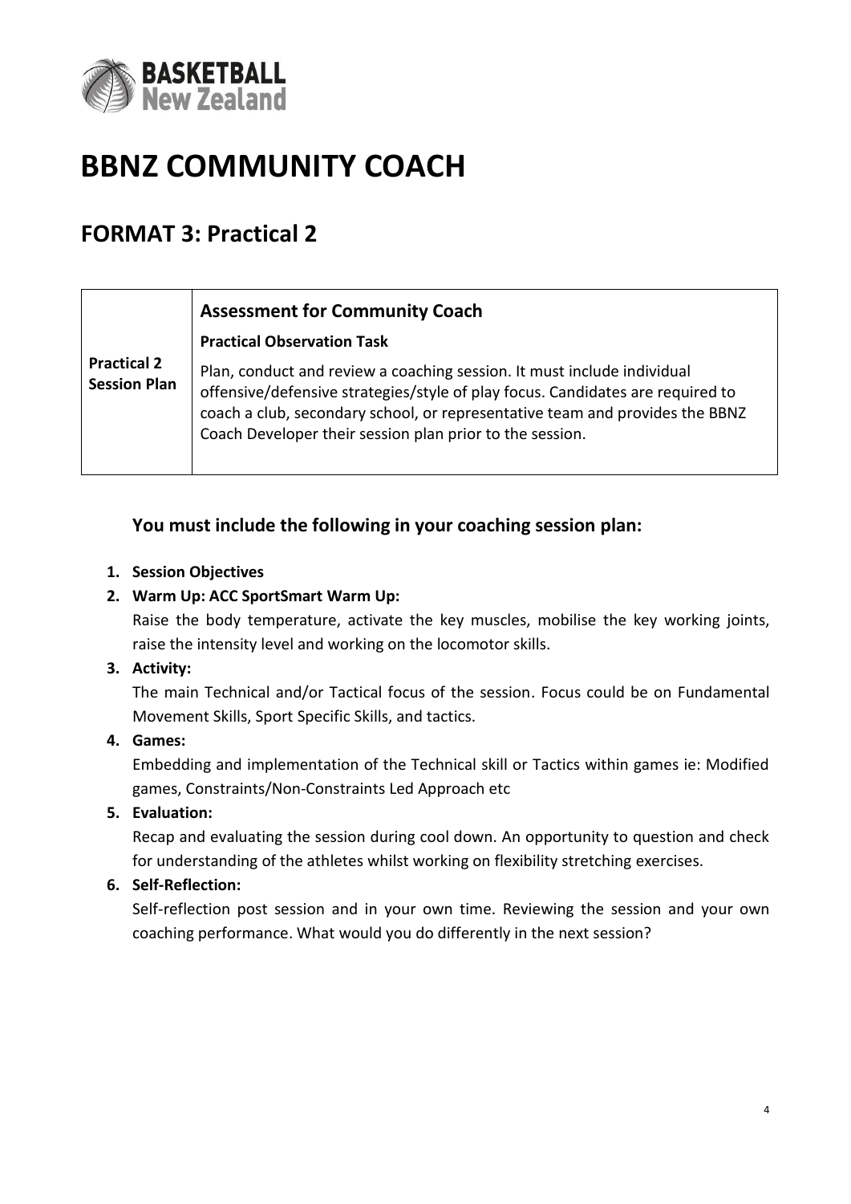# BBNZ COMMUNITY COACH

## FORMAT 3: Practical 2

| | |
|---|---|
| **Practical 2 Session Plan** | **Assessment for Community Coach**<br><br>**Practical Observation Task**<br><br>Plan, conduct and review a coaching session. It must include individual offensive/defensive strategies/style of play focus. Candidates are required to coach a club, secondary school, or representative team and provides the BBNZ Coach Developer their session plan prior to the session. |

### You must include the following in your coaching session plan:

1. **Session Objectives**
2. **Warm Up: ACC SportSmart Warm Up:**
   Raise the body temperature, activate the key muscles, mobilise the key working joints, raise the intensity level and working on the locomotor skills.
3. **Activity:**
   The main Technical and/or Tactical focus of the session. Focus could be on Fundamental Movement Skills, Sport Specific Skills, and tactics.
4. **Games:**
   Embedding and implementation of the Technical skill or Tactics within games ie: Modified games, Constraints/Non-Constraints Led Approach etc
5. **Evaluation:**
   Recap and evaluating the session during cool down. An opportunity to question and check for understanding of the athletes whilst working on flexibility stretching exercises.
6. **Self-Reflection:**
   Self-reflection post session and in your own time. Reviewing the session and your own coaching performance. What would you do differently in the next session?